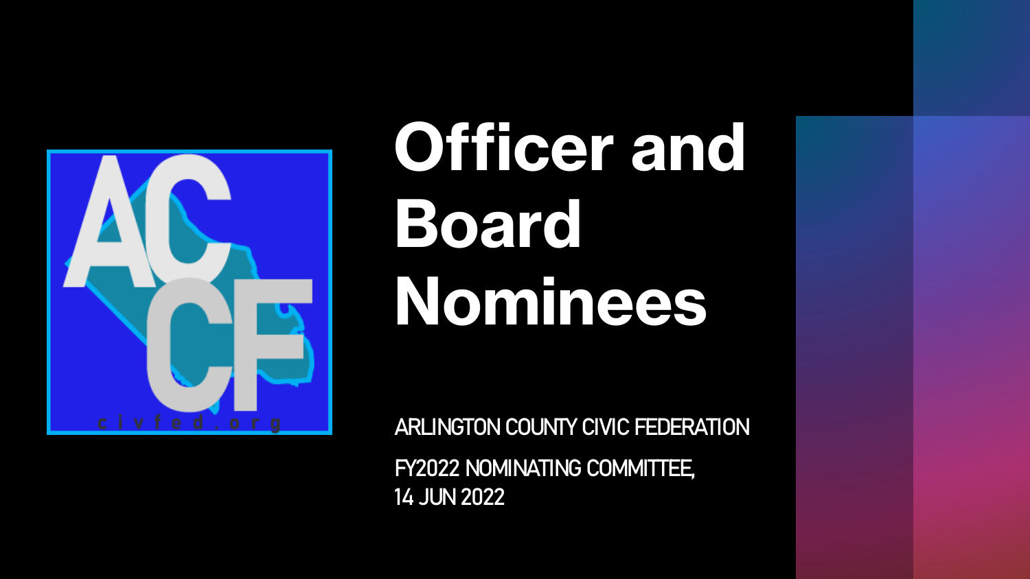# Officer and Board Nominees

ARLINGTON COUNTY CIVIC FEDERATION

FY2022 NOMINATING COMMITTEE,
14 JUN 2022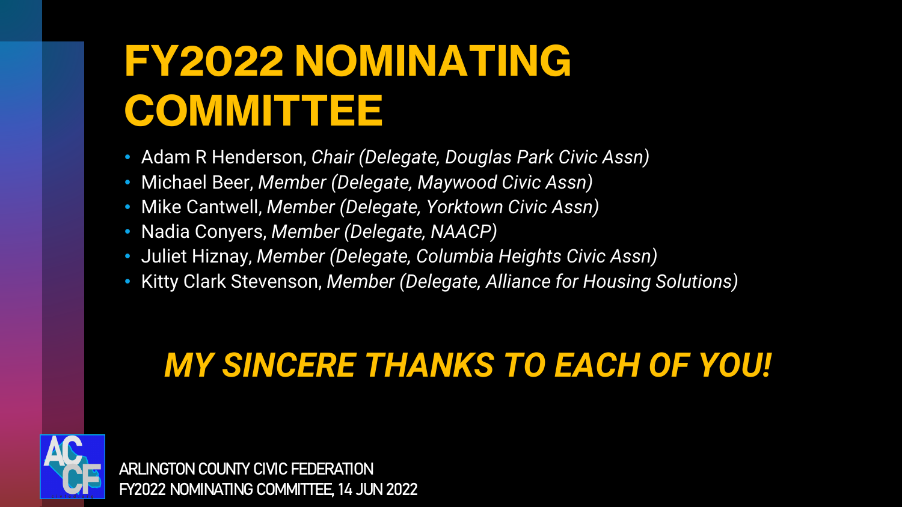# FY2022 NOMINATING COMMITTEE

- Adam R Henderson, *Chair (Delegate, Douglas Park Civic Assn)*
- Michael Beer, *Member (Delegate, Maywood Civic Assn)*
- Mike Cantwell, *Member (Delegate, Yorktown Civic Assn)*
- Nadia Conyers, *Member (Delegate, NAACP)*
- Juliet Hiznay, *Member (Delegate, Columbia Heights Civic Assn)*
- Kitty Clark Stevenson, *Member (Delegate, Alliance for Housing Solutions)*

***MY SINCERE THANKS TO EACH OF YOU!***

ARLINGTON COUNTY CIVIC FEDERATION
FY2022 NOMINATING COMMITTEE, 14 JUN 2022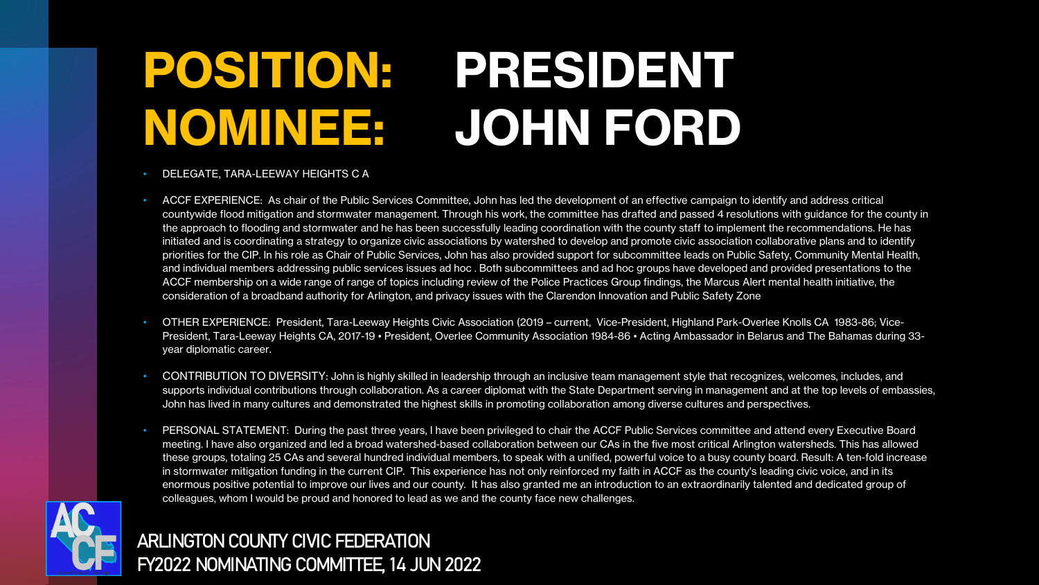# POSITION: PRESIDENT
# NOMINEE: JOHN FORD

- DELEGATE, TARA-LEEWAY HEIGHTS C A
- ACCF EXPERIENCE: As chair of the Public Services Committee, John has led the development of an effective campaign to identify and address critical countywide flood mitigation and stormwater management. Through his work, the committee has drafted and passed 4 resolutions with guidance for the county in the approach to flooding and stormwater and he has been successfully leading coordination with the county staff to implement the recommendations. He has initiated and is coordinating a strategy to organize civic associations by watershed to develop and promote civic association collaborative plans and to identify priorities for the CIP. In his role as Chair of Public Services, John has also provided support for subcommittee leads on Public Safety, Community Mental Health, and individual members addressing public services issues ad hoc . Both subcommittees and ad hoc groups have developed and provided presentations to the ACCF membership on a wide range of range of topics including review of the Police Practices Group findings, the Marcus Alert mental health initiative, the consideration of a broadband authority for Arlington, and privacy issues with the Clarendon Innovation and Public Safety Zone
- OTHER EXPERIENCE: President, Tara-Leeway Heights Civic Association (2019 – current, Vice-President, Highland Park-Overlee Knolls CA 1983-86; Vice-President, Tara-Leeway Heights CA, 2017-19 • President, Overlee Community Association 1984-86 • Acting Ambassador in Belarus and The Bahamas during 33-year diplomatic career.
- CONTRIBUTION TO DIVERSITY: John is highly skilled in leadership through an inclusive team management style that recognizes, welcomes, includes, and supports individual contributions through collaboration. As a career diplomat with the State Department serving in management and at the top levels of embassies, John has lived in many cultures and demonstrated the highest skills in promoting collaboration among diverse cultures and perspectives.
- PERSONAL STATEMENT: During the past three years, I have been privileged to chair the ACCF Public Services committee and attend every Executive Board meeting. I have also organized and led a broad watershed-based collaboration between our CAs in the five most critical Arlington watersheds. This has allowed these groups, totaling 25 CAs and several hundred individual members, to speak with a unified, powerful voice to a busy county board. Result: A ten-fold increase in stormwater mitigation funding in the current CIP. This experience has not only reinforced my faith in ACCF as the county's leading civic voice, and in its enormous positive potential to improve our lives and our county. It has also granted me an introduction to an extraordinarily talented and dedicated group of colleagues, whom I would be proud and honored to lead as we and the county face new challenges.

ARLINGTON COUNTY CIVIC FEDERATION
FY2022 NOMINATING COMMITTEE, 14 JUN 2022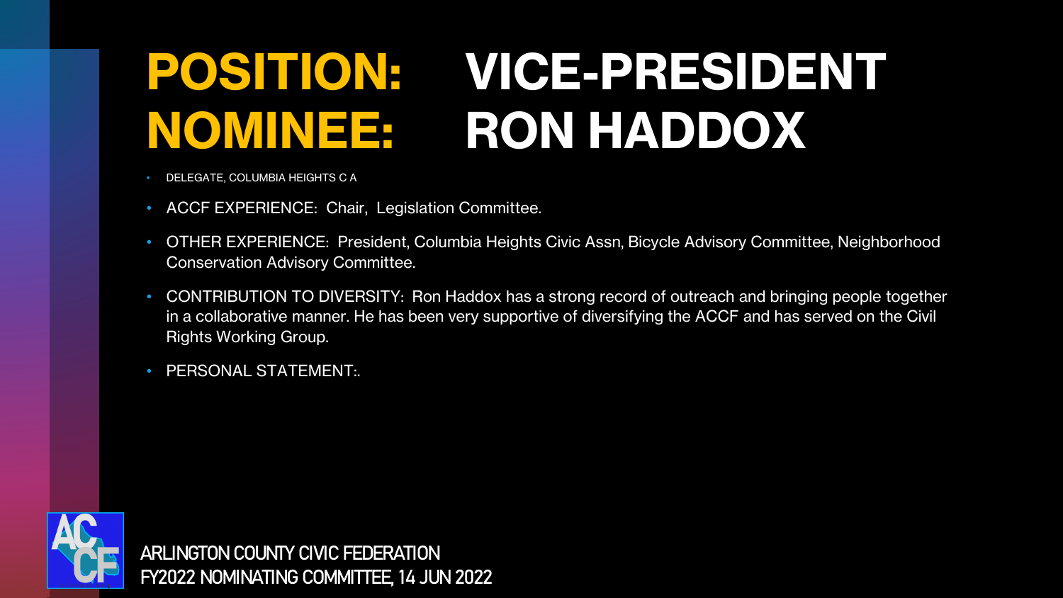# POSITION: VICE-PRESIDENT
# NOMINEE: RON HADDOX

- DELEGATE, COLUMBIA HEIGHTS C A
- ACCF EXPERIENCE: Chair, Legislation Committee.
- OTHER EXPERIENCE: President, Columbia Heights Civic Assn, Bicycle Advisory Committee, Neighborhood Conservation Advisory Committee.
- CONTRIBUTION TO DIVERSITY: Ron Haddox has a strong record of outreach and bringing people together in a collaborative manner. He has been very supportive of diversifying the ACCF and has served on the Civil Rights Working Group.
- PERSONAL STATEMENT:.

ARLINGTON COUNTY CIVIC FEDERATION
FY2022 NOMINATING COMMITTEE, 14 JUN 2022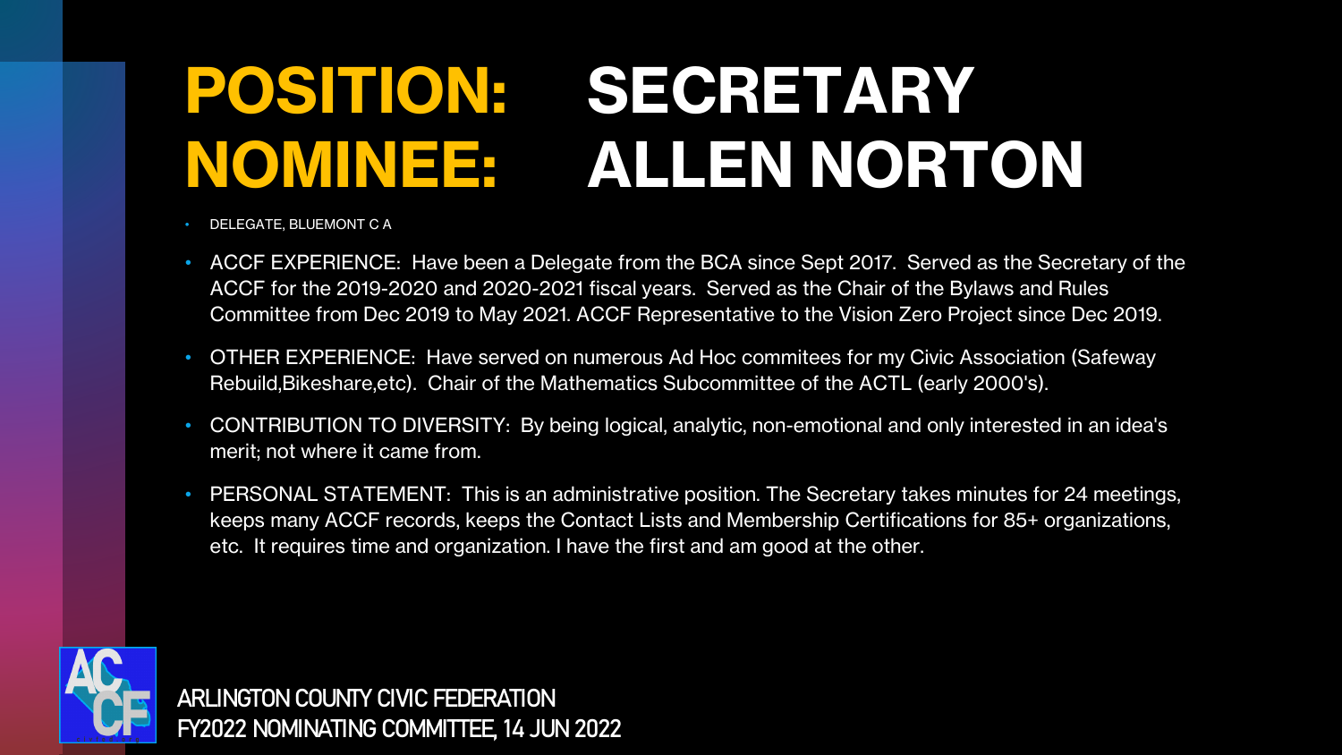# POSITION: SECRETARY
# NOMINEE: ALLEN NORTON

- DELEGATE, BLUEMONT C A
- ACCF EXPERIENCE: Have been a Delegate from the BCA since Sept 2017. Served as the Secretary of the ACCF for the 2019-2020 and 2020-2021 fiscal years. Served as the Chair of the Bylaws and Rules Committee from Dec 2019 to May 2021. ACCF Representative to the Vision Zero Project since Dec 2019.
- OTHER EXPERIENCE: Have served on numerous Ad Hoc commitees for my Civic Association (Safeway Rebuild,Bikeshare,etc). Chair of the Mathematics Subcommittee of the ACTL (early 2000's).
- CONTRIBUTION TO DIVERSITY: By being logical, analytic, non-emotional and only interested in an idea's merit; not where it came from.
- PERSONAL STATEMENT: This is an administrative position. The Secretary takes minutes for 24 meetings, keeps many ACCF records, keeps the Contact Lists and Membership Certifications for 85+ organizations, etc. It requires time and organization. I have the first and am good at the other.

ARLINGTON COUNTY CIVIC FEDERATION
FY2022 NOMINATING COMMITTEE, 14 JUN 2022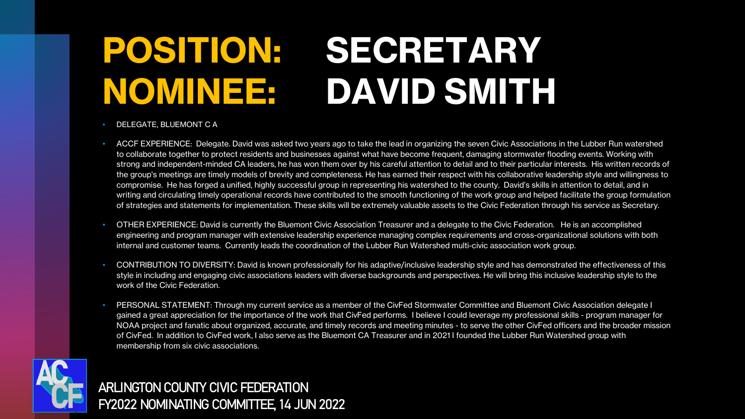# POSITION: SECRETARY
# NOMINEE: DAVID SMITH

- DELEGATE, BLUEMONT C A
- ACCF EXPERIENCE: Delegate. David was asked two years ago to take the lead in organizing the seven Civic Associations in the Lubber Run watershed to collaborate together to protect residents and businesses against what have become frequent, damaging stormwater flooding events. Working with strong and independent-minded CA leaders, he has won them over by his careful attention to detail and to their particular interests. His written records of the group's meetings are timely models of brevity and completeness. He has earned their respect with his collaborative leadership style and willingness to compromise. He has forged a unified, highly successful group in representing his watershed to the county. David's skills in attention to detail, and in writing and circulating timely operational records have contributed to the smooth functioning of the work group and helped facilitate the group formulation of strategies and statements for implementation. These skills will be extremely valuable assets to the Civic Federation through his service as Secretary.
- OTHER EXPERIENCE: David is currently the Bluemont Civic Association Treasurer and a delegate to the Civic Federation. He is an accomplished engineering and program manager with extensive leadership experience managing complex requirements and cross-organizational solutions with both internal and customer teams. Currently leads the coordination of the Lubber Run Watershed multi-civic association work group.
- CONTRIBUTION TO DIVERSITY: David is known professionally for his adaptive/inclusive leadership style and has demonstrated the effectiveness of this style in including and engaging civic associations leaders with diverse backgrounds and perspectives. He will bring this inclusive leadership style to the work of the Civic Federation.
- PERSONAL STATEMENT: Through my current service as a member of the CivFed Stormwater Committee and Bluemont Civic Association delegate I gained a great appreciation for the importance of the work that CivFed performs. I believe I could leverage my professional skills - program manager for NOAA project and fanatic about organized, accurate, and timely records and meeting minutes - to serve the other CivFed officers and the broader mission of CivFed. In addition to CivFed work, I also serve as the Bluemont CA Treasurer and in 2021 I founded the Lubber Run Watershed group with membership from six civic associations.

ARLINGTON COUNTY CIVIC FEDERATION
FY2022 NOMINATING COMMITTEE, 14 JUN 2022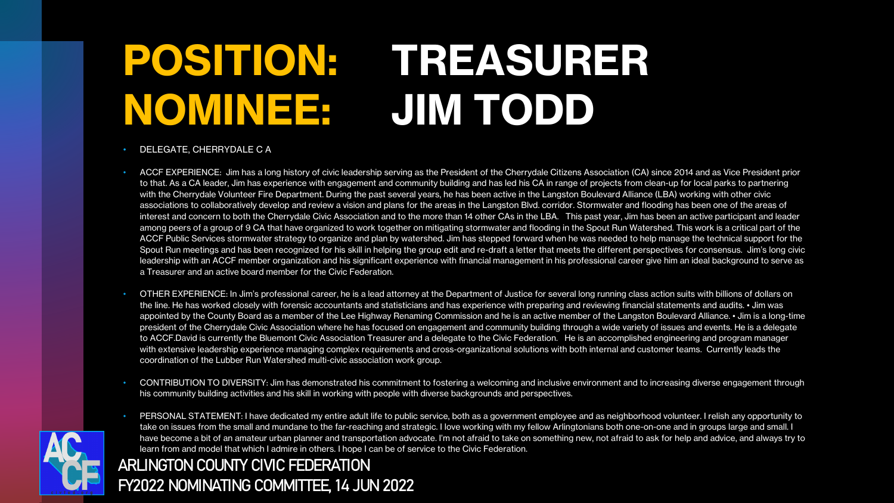# POSITION: TREASURER
# NOMINEE: JIM TODD

- DELEGATE, CHERRYDALE C A
- ACCF EXPERIENCE: Jim has a long history of civic leadership serving as the President of the Cherrydale Citizens Association (CA) since 2014 and as Vice President prior to that. As a CA leader, Jim has experience with engagement and community building and has led his CA in range of projects from clean-up for local parks to partnering with the Cherrydale Volunteer Fire Department. During the past several years, he has been active in the Langston Boulevard Alliance (LBA) working with other civic associations to collaboratively develop and review a vision and plans for the areas in the Langston Blvd. corridor. Stormwater and flooding has been one of the areas of interest and concern to both the Cherrydale Civic Association and to the more than 14 other CAs in the LBA. This past year, Jim has been an active participant and leader among peers of a group of 9 CA that have organized to work together on mitigating stormwater and flooding in the Spout Run Watershed. This work is a critical part of the ACCF Public Services stormwater strategy to organize and plan by watershed. Jim has stepped forward when he was needed to help manage the technical support for the Spout Run meetings and has been recognized for his skill in helping the group edit and re-draft a letter that meets the different perspectives for consensus. Jim's long civic leadership with an ACCF member organization and his significant experience with financial management in his professional career give him an ideal background to serve as a Treasurer and an active board member for the Civic Federation.
- OTHER EXPERIENCE: In Jim's professional career, he is a lead attorney at the Department of Justice for several long running class action suits with billions of dollars on the line. He has worked closely with forensic accountants and statisticians and has experience with preparing and reviewing financial statements and audits. • Jim was appointed by the County Board as a member of the Lee Highway Renaming Commission and he is an active member of the Langston Boulevard Alliance. • Jim is a long-time president of the Cherrydale Civic Association where he has focused on engagement and community building through a wide variety of issues and events. He is a delegate to ACCF.David is currently the Bluemont Civic Association Treasurer and a delegate to the Civic Federation. He is an accomplished engineering and program manager with extensive leadership experience managing complex requirements and cross-organizational solutions with both internal and customer teams. Currently leads the coordination of the Lubber Run Watershed multi-civic association work group.
- CONTRIBUTION TO DIVERSITY: Jim has demonstrated his commitment to fostering a welcoming and inclusive environment and to increasing diverse engagement through his community building activities and his skill in working with people with diverse backgrounds and perspectives.
- PERSONAL STATEMENT: I have dedicated my entire adult life to public service, both as a government employee and as neighborhood volunteer. I relish any opportunity to take on issues from the small and mundane to the far-reaching and strategic. I love working with my fellow Arlingtonians both one-on-one and in groups large and small. I have become a bit of an amateur urban planner and transportation advocate. I'm not afraid to take on something new, not afraid to ask for help and advice, and always try to learn from and model that which I admire in others. I hope I can be of service to the Civic Federation.

ARLINGTON COUNTY CIVIC FEDERATION
FY2022 NOMINATING COMMITTEE, 14 JUN 2022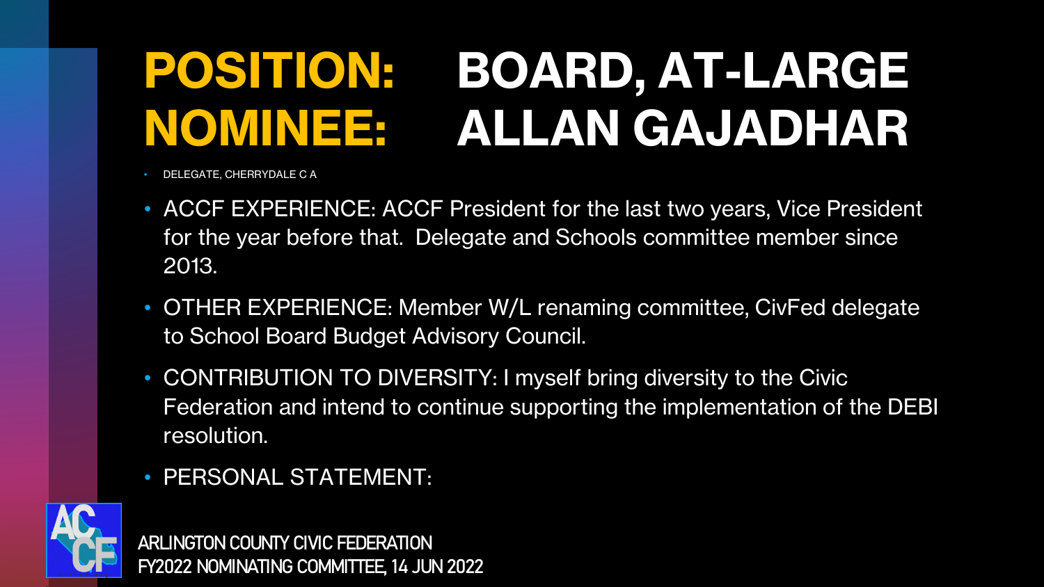# POSITION: BOARD, AT-LARGE
# NOMINEE: ALLAN GAJADHAR

- DELEGATE, CHERRYDALE C A
- ACCF EXPERIENCE: ACCF President for the last two years, Vice President for the year before that. Delegate and Schools committee member since 2013.
- OTHER EXPERIENCE: Member W/L renaming committee, CivFed delegate to School Board Budget Advisory Council.
- CONTRIBUTION TO DIVERSITY: I myself bring diversity to the Civic Federation and intend to continue supporting the implementation of the DEBI resolution.
- PERSONAL STATEMENT:

ARLINGTON COUNTY CIVIC FEDERATION
FY2022 NOMINATING COMMITTEE, 14 JUN 2022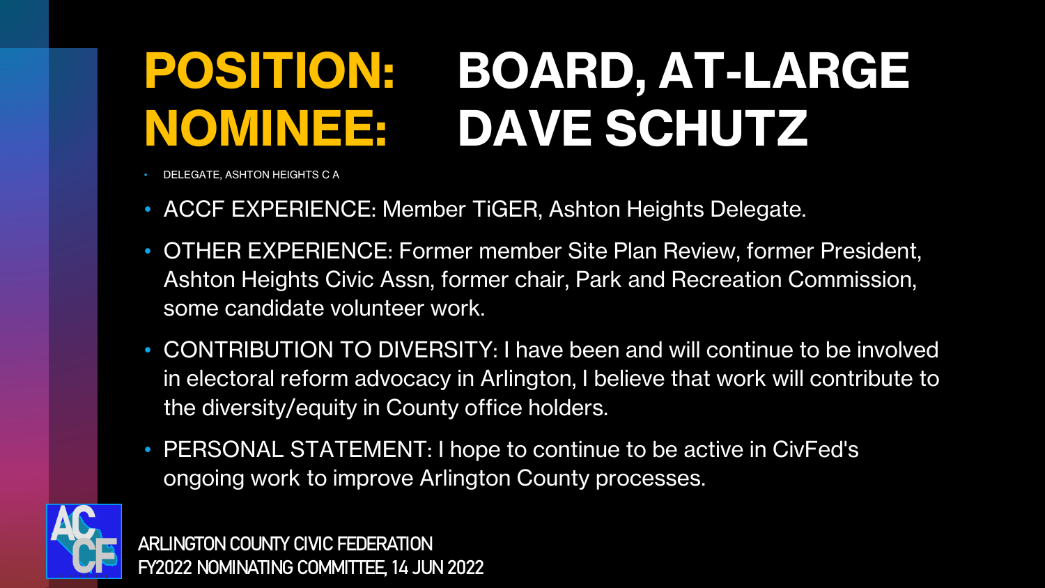# POSITION: BOARD, AT-LARGE
# NOMINEE: DAVE SCHUTZ

- DELEGATE, ASHTON HEIGHTS C A

- ACCF EXPERIENCE: Member TiGER, Ashton Heights Delegate.
- OTHER EXPERIENCE: Former member Site Plan Review, former President, Ashton Heights Civic Assn, former chair, Park and Recreation Commission, some candidate volunteer work.
- CONTRIBUTION TO DIVERSITY: I have been and will continue to be involved in electoral reform advocacy in Arlington, I believe that work will contribute to the diversity/equity in County office holders.
- PERSONAL STATEMENT: I hope to continue to be active in CivFed's ongoing work to improve Arlington County processes.

ARLINGTON COUNTY CIVIC FEDERATION
FY2022 NOMINATING COMMITTEE, 14 JUN 2022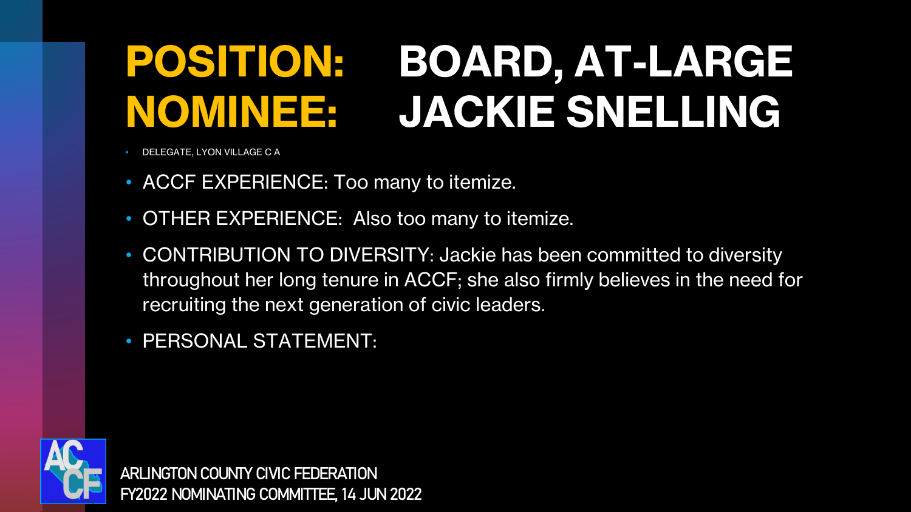# POSITION: BOARD, AT-LARGE
# NOMINEE: JACKIE SNELLING

- DELEGATE, LYON VILLAGE C A
- ACCF EXPERIENCE: Too many to itemize.
- OTHER EXPERIENCE: Also too many to itemize.
- CONTRIBUTION TO DIVERSITY: Jackie has been committed to diversity throughout her long tenure in ACCF; she also firmly believes in the need for recruiting the next generation of civic leaders.
- PERSONAL STATEMENT: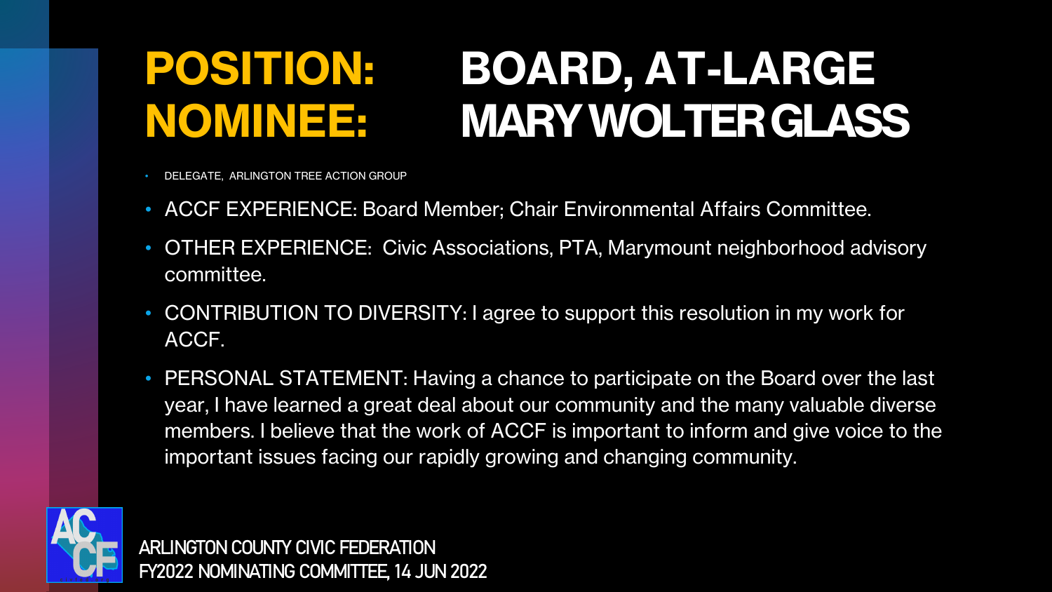# POSITION: BOARD, AT-LARGE
# NOMINEE: MARY WOLTER GLASS

- DELEGATE, ARLINGTON TREE ACTION GROUP
- ACCF EXPERIENCE: Board Member; Chair Environmental Affairs Committee.
- OTHER EXPERIENCE: Civic Associations, PTA, Marymount neighborhood advisory committee.
- CONTRIBUTION TO DIVERSITY: I agree to support this resolution in my work for ACCF.
- PERSONAL STATEMENT: Having a chance to participate on the Board over the last year, I have learned a great deal about our community and the many valuable diverse members. I believe that the work of ACCF is important to inform and give voice to the important issues facing our rapidly growing and changing community.

ARLINGTON COUNTY CIVIC FEDERATION
FY2022 NOMINATING COMMITTEE, 14 JUN 2022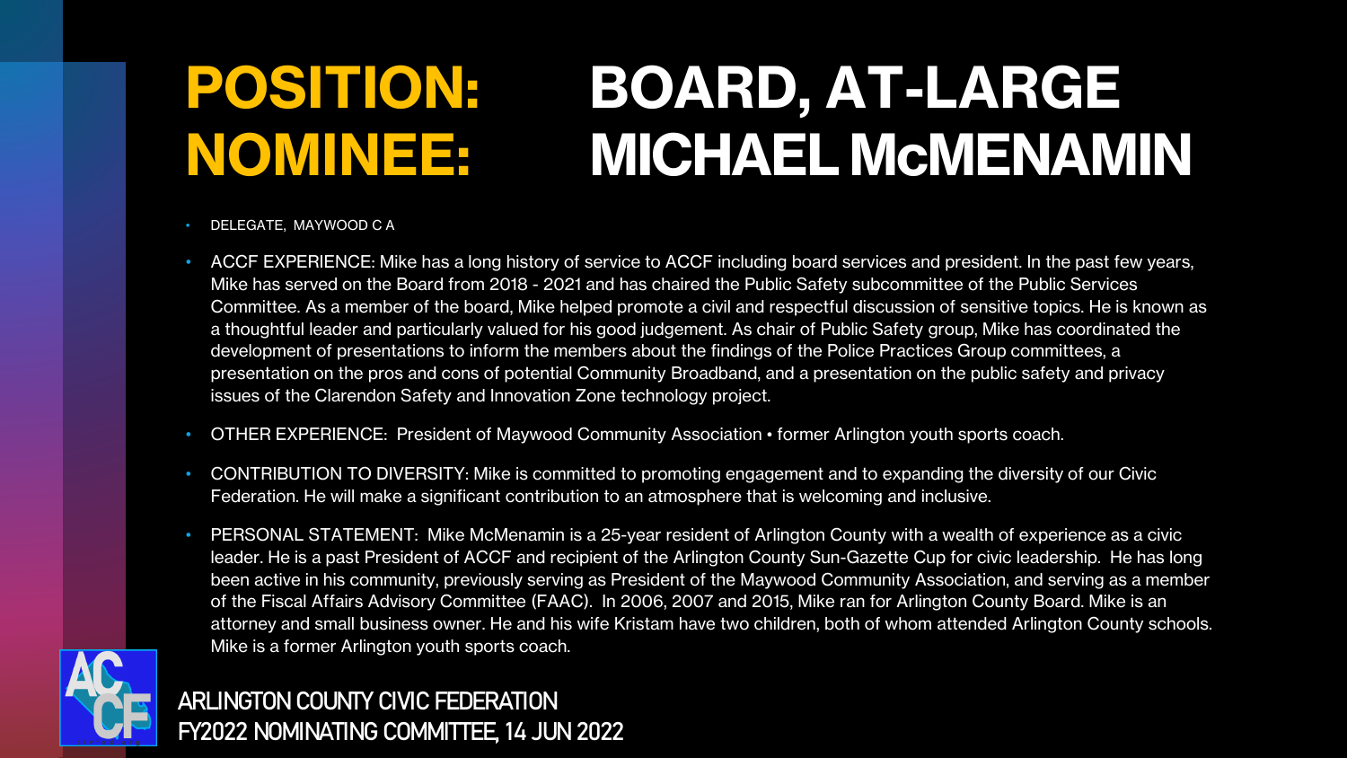# POSITION: BOARD, AT-LARGE
# NOMINEE: MICHAEL McMENAMIN

- DELEGATE, MAYWOOD C A
- ACCF EXPERIENCE: Mike has a long history of service to ACCF including board services and president. In the past few years, Mike has served on the Board from 2018 - 2021 and has chaired the Public Safety subcommittee of the Public Services Committee. As a member of the board, Mike helped promote a civil and respectful discussion of sensitive topics. He is known as a thoughtful leader and particularly valued for his good judgement. As chair of Public Safety group, Mike has coordinated the development of presentations to inform the members about the findings of the Police Practices Group committees, a presentation on the pros and cons of potential Community Broadband, and a presentation on the public safety and privacy issues of the Clarendon Safety and Innovation Zone technology project.
- OTHER EXPERIENCE: President of Maywood Community Association • former Arlington youth sports coach.
- CONTRIBUTION TO DIVERSITY: Mike is committed to promoting engagement and to expanding the diversity of our Civic Federation. He will make a significant contribution to an atmosphere that is welcoming and inclusive.
- PERSONAL STATEMENT: Mike McMenamin is a 25-year resident of Arlington County with a wealth of experience as a civic leader. He is a past President of ACCF and recipient of the Arlington County Sun-Gazette Cup for civic leadership. He has long been active in his community, previously serving as President of the Maywood Community Association, and serving as a member of the Fiscal Affairs Advisory Committee (FAAC). In 2006, 2007 and 2015, Mike ran for Arlington County Board. Mike is an attorney and small business owner. He and his wife Kristam have two children, both of whom attended Arlington County schools. Mike is a former Arlington youth sports coach.

ARLINGTON COUNTY CIVIC FEDERATION
FY2022 NOMINATING COMMITTEE, 14 JUN 2022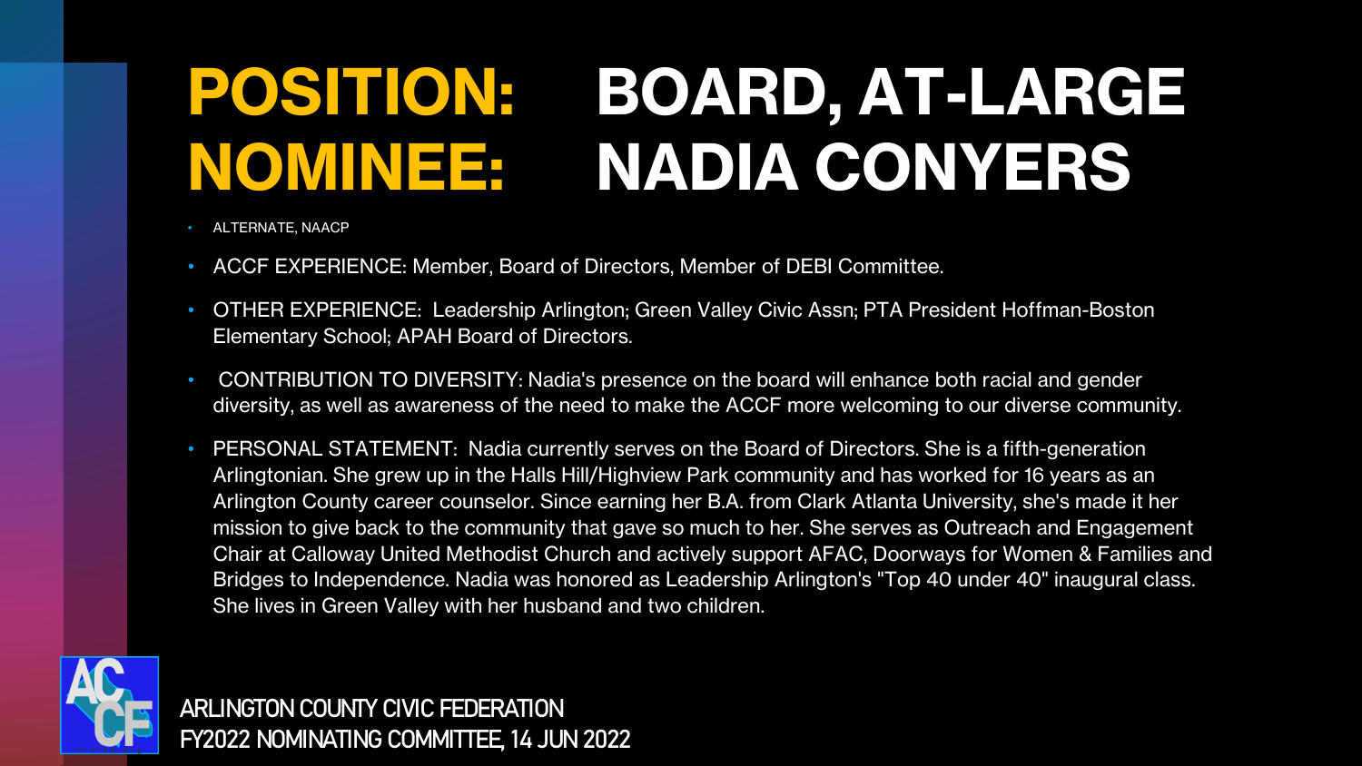# POSITION: BOARD, AT-LARGE
# NOMINEE: NADIA CONYERS

- ALTERNATE, NAACP
- ACCF EXPERIENCE: Member, Board of Directors, Member of DEBI Committee.
- OTHER EXPERIENCE: Leadership Arlington; Green Valley Civic Assn; PTA President Hoffman-Boston Elementary School; APAH Board of Directors.
- CONTRIBUTION TO DIVERSITY: Nadia's presence on the board will enhance both racial and gender diversity, as well as awareness of the need to make the ACCF more welcoming to our diverse community.
- PERSONAL STATEMENT: Nadia currently serves on the Board of Directors. She is a fifth-generation Arlingtonian. She grew up in the Halls Hill/Highview Park community and has worked for 16 years as an Arlington County career counselor. Since earning her B.A. from Clark Atlanta University, she's made it her mission to give back to the community that gave so much to her. She serves as Outreach and Engagement Chair at Calloway United Methodist Church and actively support AFAC, Doorways for Women & Families and Bridges to Independence. Nadia was honored as Leadership Arlington's "Top 40 under 40" inaugural class. She lives in Green Valley with her husband and two children.

ARLINGTON COUNTY CIVIC FEDERATION
FY2022 NOMINATING COMMITTEE, 14 JUN 2022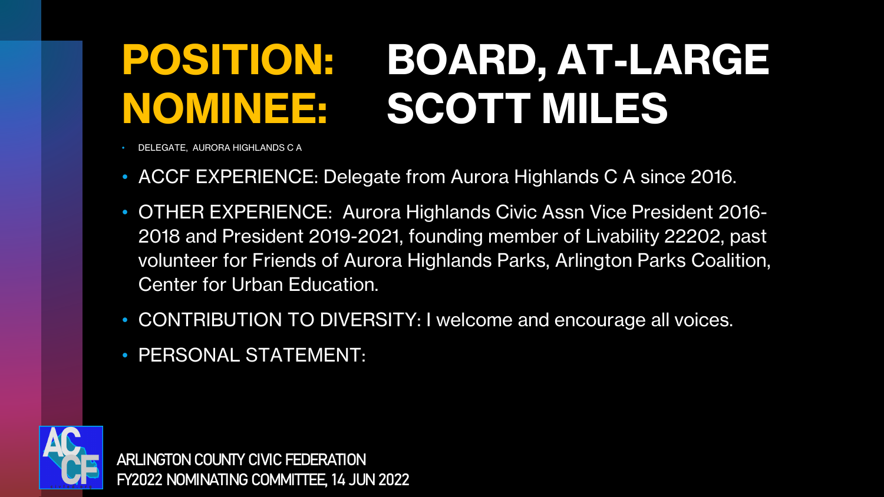# POSITION: BOARD, AT-LARGE
# NOMINEE: SCOTT MILES

- DELEGATE, AURORA HIGHLANDS C A
- ACCF EXPERIENCE: Delegate from Aurora Highlands C A since 2016.
- OTHER EXPERIENCE: Aurora Highlands Civic Assn Vice President 2016-2018 and President 2019-2021, founding member of Livability 22202, past volunteer for Friends of Aurora Highlands Parks, Arlington Parks Coalition, Center for Urban Education.
- CONTRIBUTION TO DIVERSITY: I welcome and encourage all voices.
- PERSONAL STATEMENT:

ARLINGTON COUNTY CIVIC FEDERATION
FY2022 NOMINATING COMMITTEE, 14 JUN 2022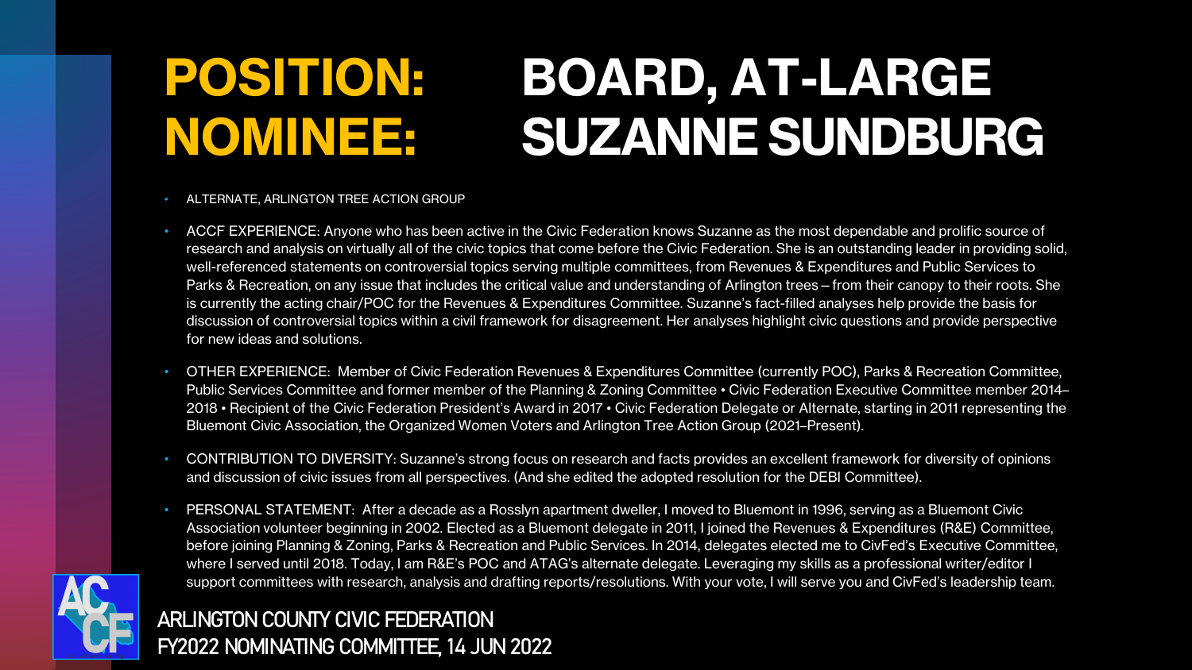# POSITION: BOARD, AT-LARGE
# NOMINEE: SUZANNE SUNDBURG

- ALTERNATE, ARLINGTON TREE ACTION GROUP
- ACCF EXPERIENCE: Anyone who has been active in the Civic Federation knows Suzanne as the most dependable and prolific source of research and analysis on virtually all of the civic topics that come before the Civic Federation. She is an outstanding leader in providing solid, well-referenced statements on controversial topics serving multiple committees, from Revenues & Expenditures and Public Services to Parks & Recreation, on any issue that includes the critical value and understanding of Arlington trees – from their canopy to their roots. She is currently the acting chair/POC for the Revenues & Expenditures Committee. Suzanne's fact-filled analyses help provide the basis for discussion of controversial topics within a civil framework for disagreement. Her analyses highlight civic questions and provide perspective for new ideas and solutions.
- OTHER EXPERIENCE: Member of Civic Federation Revenues & Expenditures Committee (currently POC), Parks & Recreation Committee, Public Services Committee and former member of the Planning & Zoning Committee • Civic Federation Executive Committee member 2014–2018 • Recipient of the Civic Federation President's Award in 2017 • Civic Federation Delegate or Alternate, starting in 2011 representing the Bluemont Civic Association, the Organized Women Voters and Arlington Tree Action Group (2021–Present).
- CONTRIBUTION TO DIVERSITY: Suzanne's strong focus on research and facts provides an excellent framework for diversity of opinions and discussion of civic issues from all perspectives. (And she edited the adopted resolution for the DEBI Committee).
- PERSONAL STATEMENT: After a decade as a Rosslyn apartment dweller, I moved to Bluemont in 1996, serving as a Bluemont Civic Association volunteer beginning in 2002. Elected as a Bluemont delegate in 2011, I joined the Revenues & Expenditures (R&E) Committee, before joining Planning & Zoning, Parks & Recreation and Public Services. In 2014, delegates elected me to CivFed's Executive Committee, where I served until 2018. Today, I am R&E's POC and ATAG's alternate delegate. Leveraging my skills as a professional writer/editor I support committees with research, analysis and drafting reports/resolutions. With your vote, I will serve you and CivFed's leadership team.

ARLINGTON COUNTY CIVIC FEDERATION
FY2022 NOMINATING COMMITTEE, 14 JUN 2022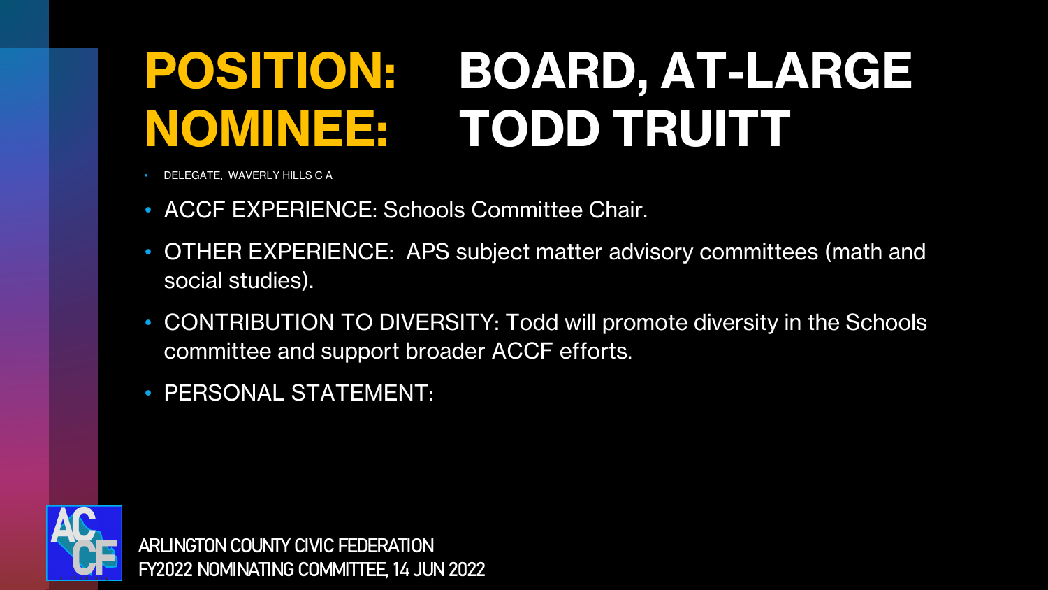# POSITION: BOARD, AT-LARGE
# NOMINEE: TODD TRUITT

- DELEGATE, WAVERLY HILLS C A
- ACCF EXPERIENCE: Schools Committee Chair.
- OTHER EXPERIENCE: APS subject matter advisory committees (math and social studies).
- CONTRIBUTION TO DIVERSITY: Todd will promote diversity in the Schools committee and support broader ACCF efforts.
- PERSONAL STATEMENT:

ARLINGTON COUNTY CIVIC FEDERATION
FY2022 NOMINATING COMMITTEE, 14 JUN 2022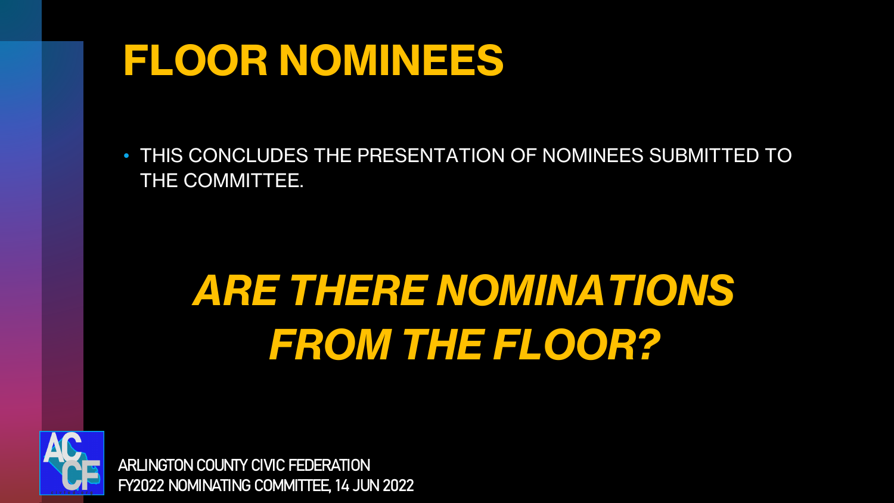# FLOOR NOMINEES

- THIS CONCLUDES THE PRESENTATION OF NOMINEES SUBMITTED TO THE COMMITTEE.

***ARE THERE NOMINATIONS FROM THE FLOOR?***

ARLINGTON COUNTY CIVIC FEDERATION
FY2022 NOMINATING COMMITTEE, 14 JUN 2022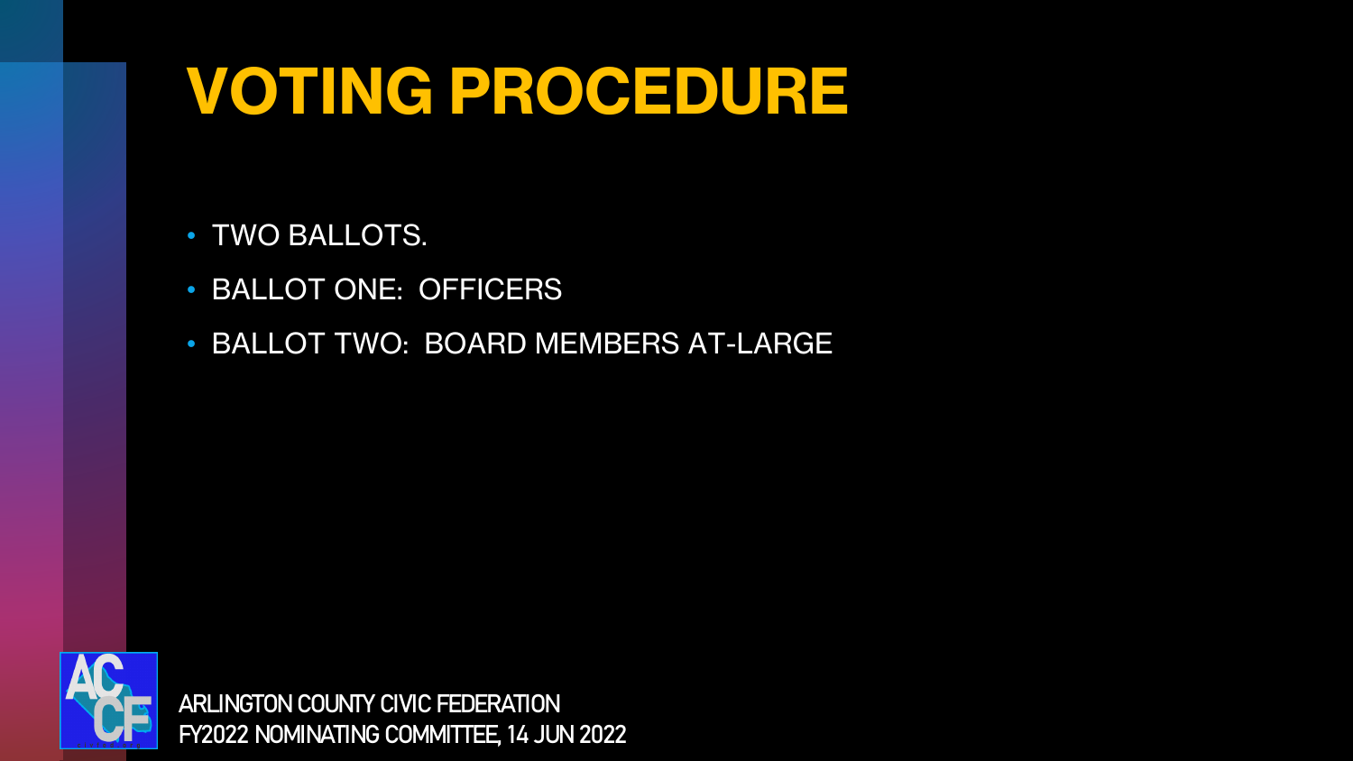# VOTING PROCEDURE

- TWO BALLOTS.
- BALLOT ONE: OFFICERS
- BALLOT TWO: BOARD MEMBERS AT-LARGE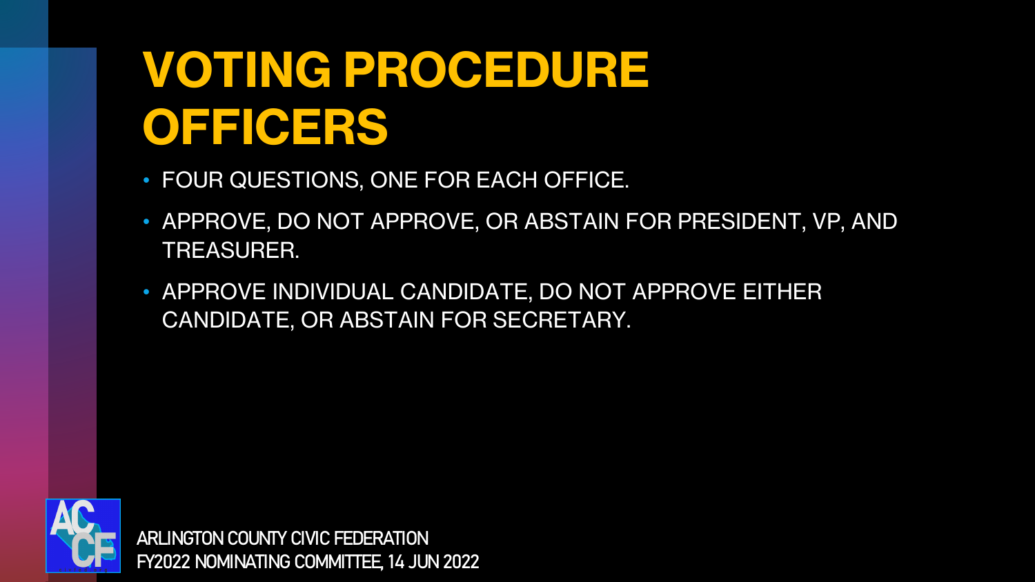# VOTING PROCEDURE OFFICERS

- FOUR QUESTIONS, ONE FOR EACH OFFICE.
- APPROVE, DO NOT APPROVE, OR ABSTAIN FOR PRESIDENT, VP, AND TREASURER.
- APPROVE INDIVIDUAL CANDIDATE, DO NOT APPROVE EITHER CANDIDATE, OR ABSTAIN FOR SECRETARY.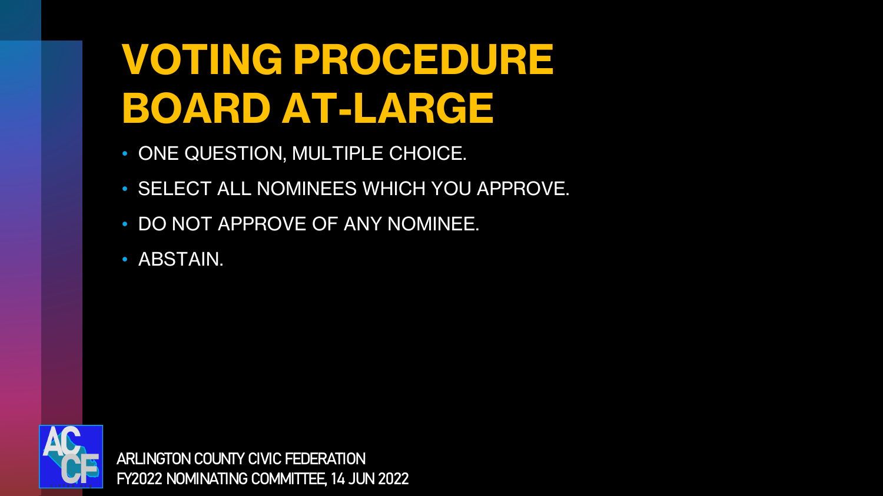# VOTING PROCEDURE BOARD AT-LARGE

- ONE QUESTION, MULTIPLE CHOICE.
- SELECT ALL NOMINEES WHICH YOU APPROVE.
- DO NOT APPROVE OF ANY NOMINEE.
- ABSTAIN.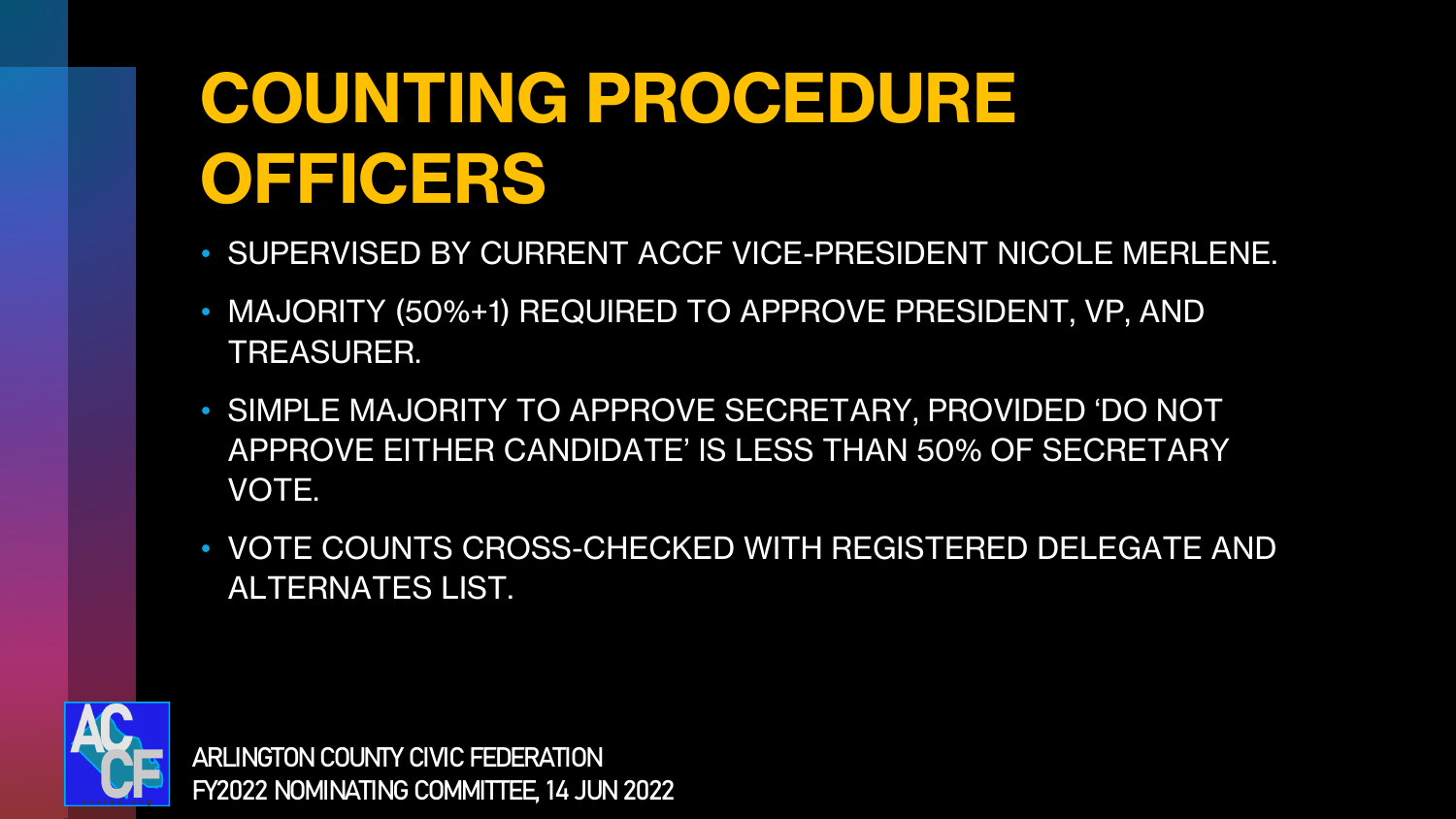# COUNTING PROCEDURE OFFICERS

- SUPERVISED BY CURRENT ACCF VICE-PRESIDENT NICOLE MERLENE.
- MAJORITY (50%+1) REQUIRED TO APPROVE PRESIDENT, VP, AND TREASURER.
- SIMPLE MAJORITY TO APPROVE SECRETARY, PROVIDED 'DO NOT APPROVE EITHER CANDIDATE' IS LESS THAN 50% OF SECRETARY VOTE.
- VOTE COUNTS CROSS-CHECKED WITH REGISTERED DELEGATE AND ALTERNATES LIST.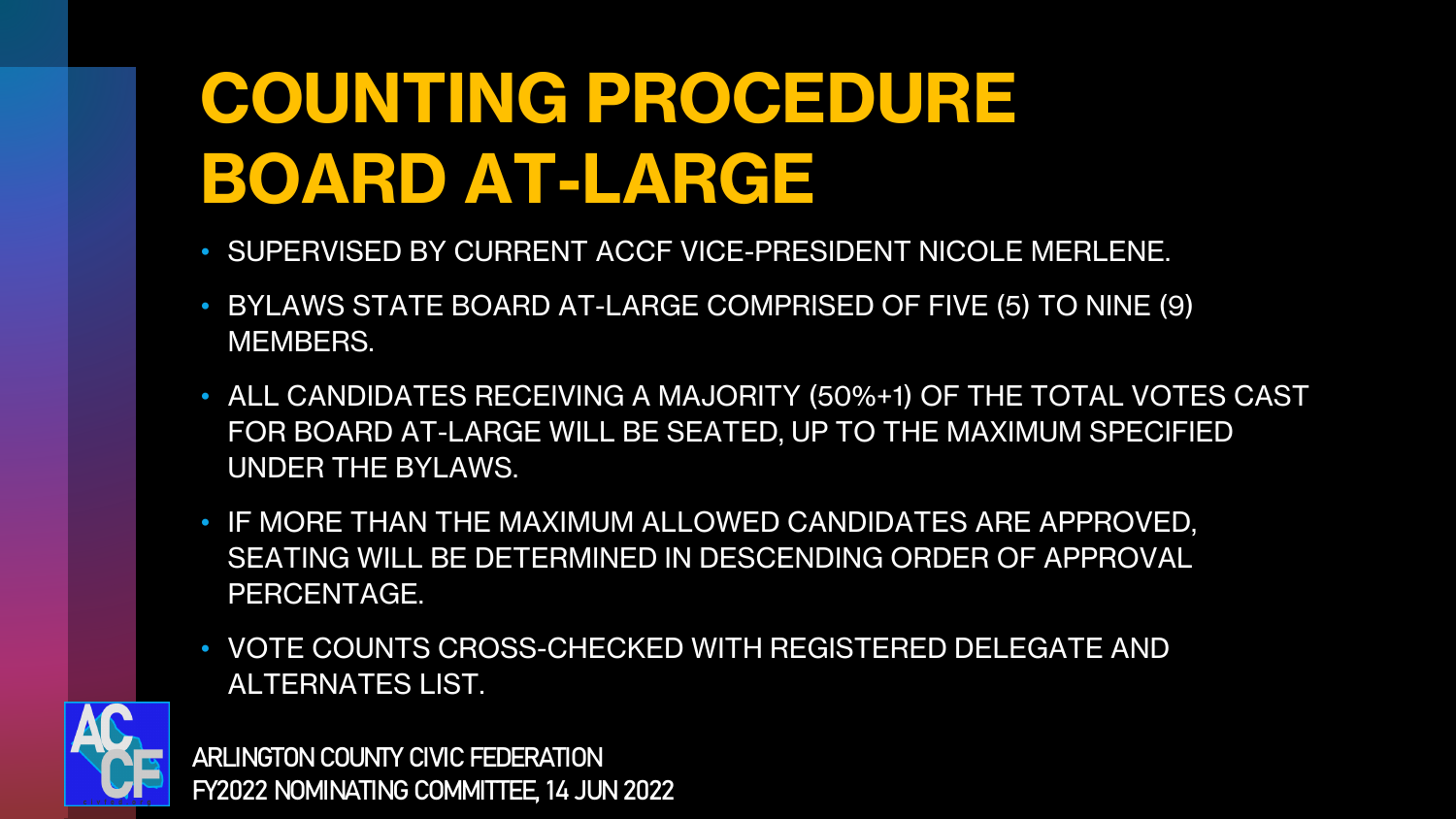# COUNTING PROCEDURE BOARD AT-LARGE

- SUPERVISED BY CURRENT ACCF VICE-PRESIDENT NICOLE MERLENE.
- BYLAWS STATE BOARD AT-LARGE COMPRISED OF FIVE (5) TO NINE (9) MEMBERS.
- ALL CANDIDATES RECEIVING A MAJORITY (50%+1) OF THE TOTAL VOTES CAST FOR BOARD AT-LARGE WILL BE SEATED, UP TO THE MAXIMUM SPECIFIED UNDER THE BYLAWS.
- IF MORE THAN THE MAXIMUM ALLOWED CANDIDATES ARE APPROVED, SEATING WILL BE DETERMINED IN DESCENDING ORDER OF APPROVAL PERCENTAGE.
- VOTE COUNTS CROSS-CHECKED WITH REGISTERED DELEGATE AND ALTERNATES LIST.

ARLINGTON COUNTY CIVIC FEDERATION
FY2022 NOMINATING COMMITTEE, 14 JUN 2022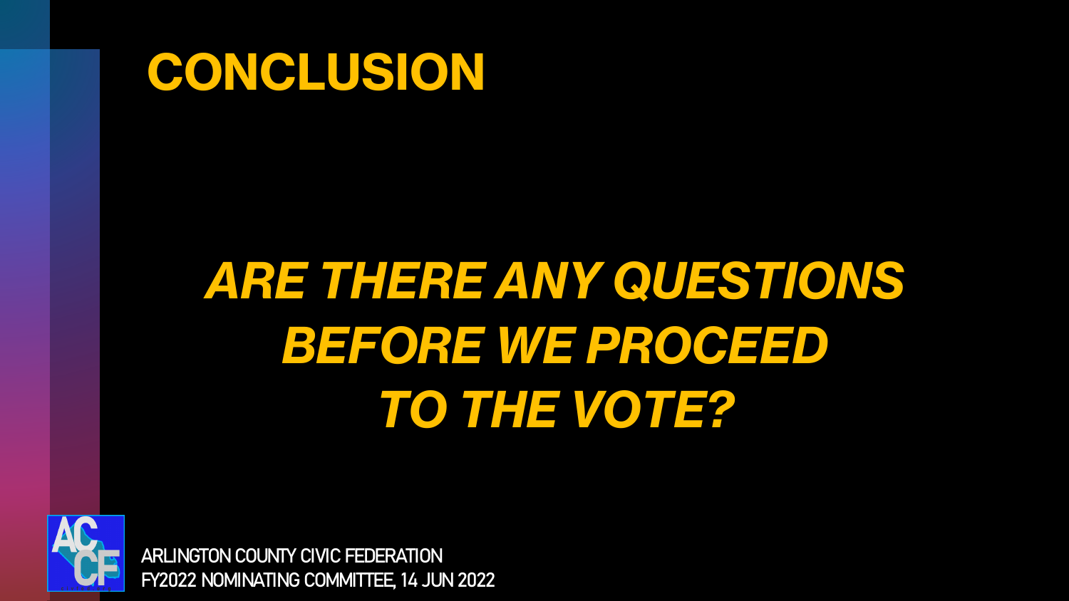# CONCLUSION

***ARE THERE ANY QUESTIONS BEFORE WE PROCEED TO THE VOTE?***